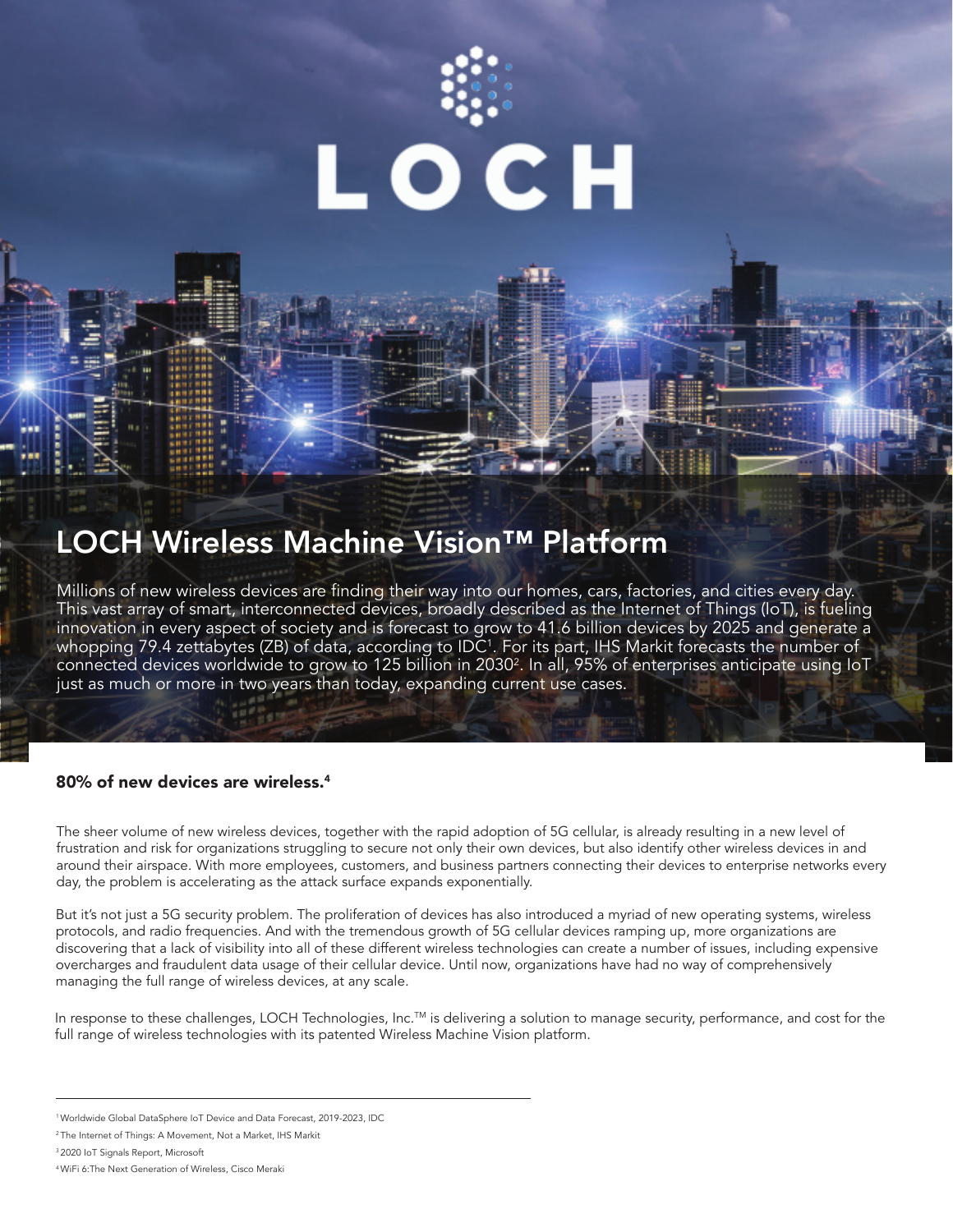LOCH

# LOCH Wireless Machine Vision™ Platform

Millions of new wireless devices are finding their way into our homes, cars, factories, and cities every day. This vast array of smart, interconnected devices, broadly described as the Internet of Things (IoT), is fueling innovation in every aspect of society and is forecast to grow to 41.6 billion devices by 2025 and generate a whopping 79.4 zettabytes (ZB) of data, according to IDC[1]. For its part, IHS Markit forecasts the number of connected devices worldwide to grow to 125 billion in 2030[2]. In all, 95% of enterprises anticipate using IoT just as much or more in two years than today, expanding current use cases.

## 80% of new devices are wireless.[4]

The sheer volume of new wireless devices, together with the rapid adoption of 5G cellular, is already resulting in a new level of frustration and risk for organizations struggling to secure not only their own devices, but also identify other wireless devices in and around their airspace. With more employees, customers, and business partners connecting their devices to enterprise networks every day, the problem is accelerating as the attack surface expands exponentially.

But it's not just a 5G security problem. The proliferation of devices has also introduced a myriad of new operating systems, wireless protocols, and radio frequencies. And with the tremendous growth of 5G cellular devices ramping up, more organizations are discovering that a lack of visibility into all of these different wireless technologies can create a number of issues, including expensive overcharges and fraudulent data usage of their cellular device. Until now, organizations have had no way of comprehensively managing the full range of wireless devices, at any scale.

In response to these challenges, LOCH Technologies, Inc.™ is delivering a solution to manage security, performance, and cost for the full range of wireless technologies with its patented Wireless Machine Vision platform.

---

[1] Worldwide Global DataSphere IoT Device and Data Forecast, 2019-2023, IDC

[2] The Internet of Things: A Movement, Not a Market, IHS Markit

[3] 2020 IoT Signals Report, Microsoft

[4] WiFi 6:The Next Generation of Wireless, Cisco Meraki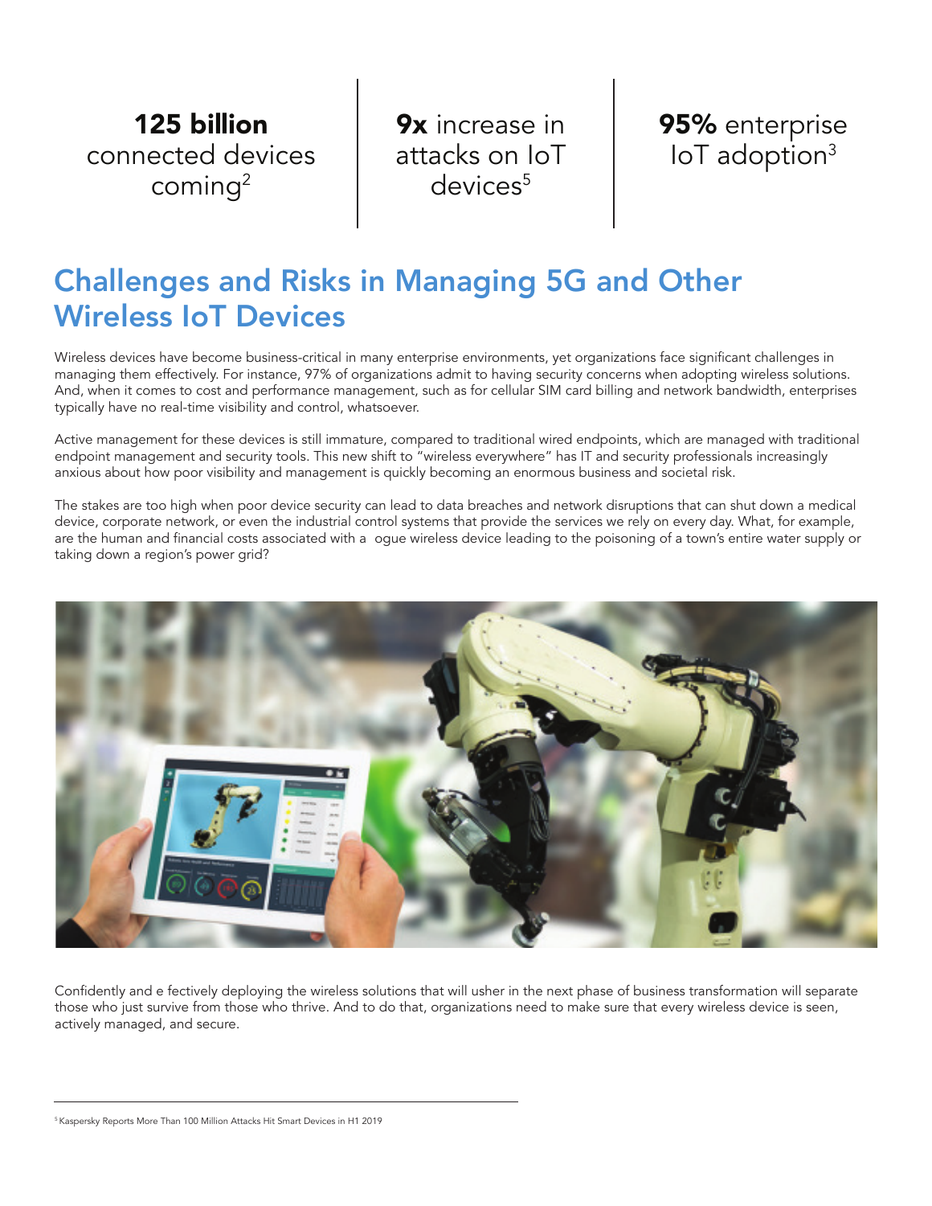**125 billion** connected devices coming[2]

**9x** increase in attacks on IoT devices[5]

**95%** enterprise IoT adoption[3]

## Challenges and Risks in Managing 5G and Other Wireless IoT Devices

Wireless devices have become business-critical in many enterprise environments, yet organizations face significant challenges in managing them effectively. For instance, 97% of organizations admit to having security concerns when adopting wireless solutions. And, when it comes to cost and performance management, such as for cellular SIM card billing and network bandwidth, enterprises typically have no real-time visibility and control, whatsoever.

Active management for these devices is still immature, compared to traditional wired endpoints, which are managed with traditional endpoint management and security tools. This new shift to "wireless everywhere" has IT and security professionals increasingly anxious about how poor visibility and management is quickly becoming an enormous business and societal risk.

The stakes are too high when poor device security can lead to data breaches and network disruptions that can shut down a medical device, corporate network, or even the industrial control systems that provide the services we rely on every day. What, for example, are the human and financial costs associated with a ogue wireless device leading to the poisoning of a town's entire water supply or taking down a region's power grid?

Confidently and e fectively deploying the wireless solutions that will usher in the next phase of business transformation will separate those who just survive from those who thrive. And to do that, organizations need to make sure that every wireless device is seen, actively managed, and secure.

[5] Kaspersky Reports More Than 100 Million Attacks Hit Smart Devices in H1 2019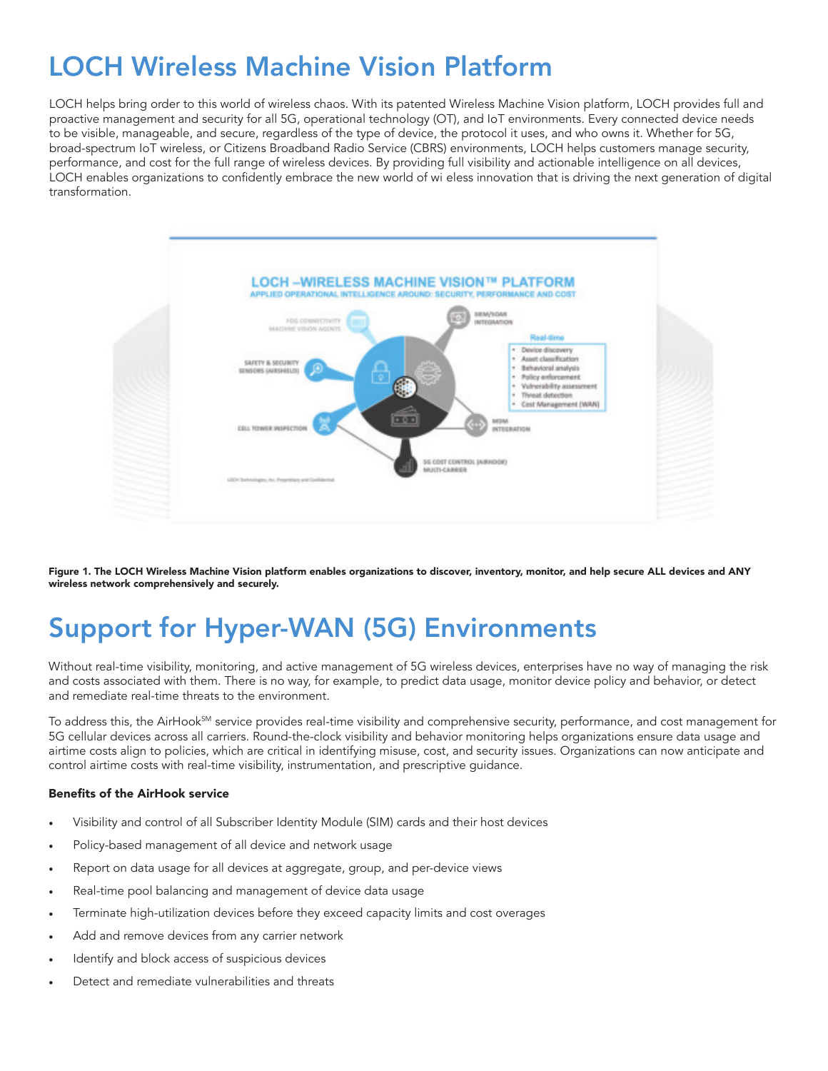# LOCH Wireless Machine Vision Platform

LOCH helps bring order to this world of wireless chaos. With its patented Wireless Machine Vision platform, LOCH provides full and proactive management and security for all 5G, operational technology (OT), and IoT environments. Every connected device needs to be visible, manageable, and secure, regardless of the type of device, the protocol it uses, and who owns it. Whether for 5G, broad-spectrum IoT wireless, or Citizens Broadband Radio Service (CBRS) environments, LOCH helps customers manage security, performance, and cost for the full range of wireless devices. By providing full visibility and actionable intelligence on all devices, LOCH enables organizations to confidently embrace the new world of wi eless innovation that is driving the next generation of digital transformation.

**Figure 1. The LOCH Wireless Machine Vision platform enables organizations to discover, inventory, monitor, and help secure ALL devices and ANY wireless network comprehensively and securely.**

# Support for Hyper-WAN (5G) Environments

Without real-time visibility, monitoring, and active management of 5G wireless devices, enterprises have no way of managing the risk and costs associated with them. There is no way, for example, to predict data usage, monitor device policy and behavior, or detect and remediate real-time threats to the environment.

To address this, the AirHook℠ service provides real-time visibility and comprehensive security, performance, and cost management for 5G cellular devices across all carriers. Round-the-clock visibility and behavior monitoring helps organizations ensure data usage and airtime costs align to policies, which are critical in identifying misuse, cost, and security issues. Organizations can now anticipate and control airtime costs with real-time visibility, instrumentation, and prescriptive guidance.

**Benefits of the AirHook service**

- Visibility and control of all Subscriber Identity Module (SIM) cards and their host devices
- Policy-based management of all device and network usage
- Report on data usage for all devices at aggregate, group, and per-device views
- Real-time pool balancing and management of device data usage
- Terminate high-utilization devices before they exceed capacity limits and cost overages
- Add and remove devices from any carrier network
- Identify and block access of suspicious devices
- Detect and remediate vulnerabilities and threats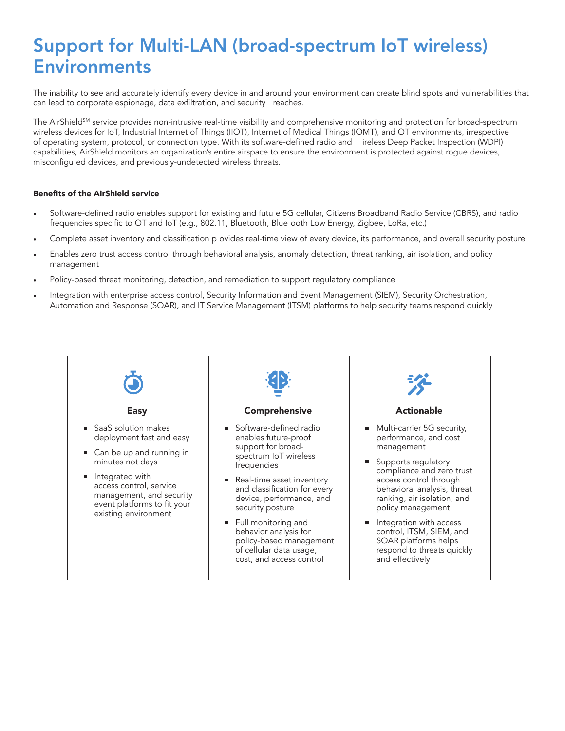# Support for Multi-LAN (broad-spectrum IoT wireless) Environments

The inability to see and accurately identify every device in and around your environment can create blind spots and vulnerabilities that can lead to corporate espionage, data exfiltration, and security reaches.

The AirShield℠ service provides non-intrusive real-time visibility and comprehensive monitoring and protection for broad-spectrum wireless devices for IoT, Industrial Internet of Things (IIOT), Internet of Medical Things (IOMT), and OT environments, irrespective of operating system, protocol, or connection type. With its software-defined radio and ireless Deep Packet Inspection (WDPI) capabilities, AirShield monitors an organization's entire airspace to ensure the environment is protected against rogue devices, misconfigu ed devices, and previously-undetected wireless threats.

**Benefits of the AirShield service**

- Software-defined radio enables support for existing and futu e 5G cellular, Citizens Broadband Radio Service (CBRS), and radio frequencies specific to OT and IoT (e.g., 802.11, Bluetooth, Blue ooth Low Energy, Zigbee, LoRa, etc.)
- Complete asset inventory and classification p ovides real-time view of every device, its performance, and overall security posture
- Enables zero trust access control through behavioral analysis, anomaly detection, threat ranking, air isolation, and policy management
- Policy-based threat monitoring, detection, and remediation to support regulatory compliance
- Integration with enterprise access control, Security Information and Event Management (SIEM), Security Orchestration, Automation and Response (SOAR), and IT Service Management (ITSM) platforms to help security teams respond quickly

**Easy**

- SaaS solution makes deployment fast and easy
- Can be up and running in minutes not days
- Integrated with access control, service management, and security event platforms to fit your existing environment

**Comprehensive**

- Software-defined radio enables future-proof support for broad-spectrum IoT wireless frequencies
- Real-time asset inventory and classification for every device, performance, and security posture
- Full monitoring and behavior analysis for policy-based management of cellular data usage, cost, and access control

**Actionable**

- Multi-carrier 5G security, performance, and cost management
- Supports regulatory compliance and zero trust access control through behavioral analysis, threat ranking, air isolation, and policy management
- Integration with access control, ITSM, SIEM, and SOAR platforms helps respond to threats quickly and effectively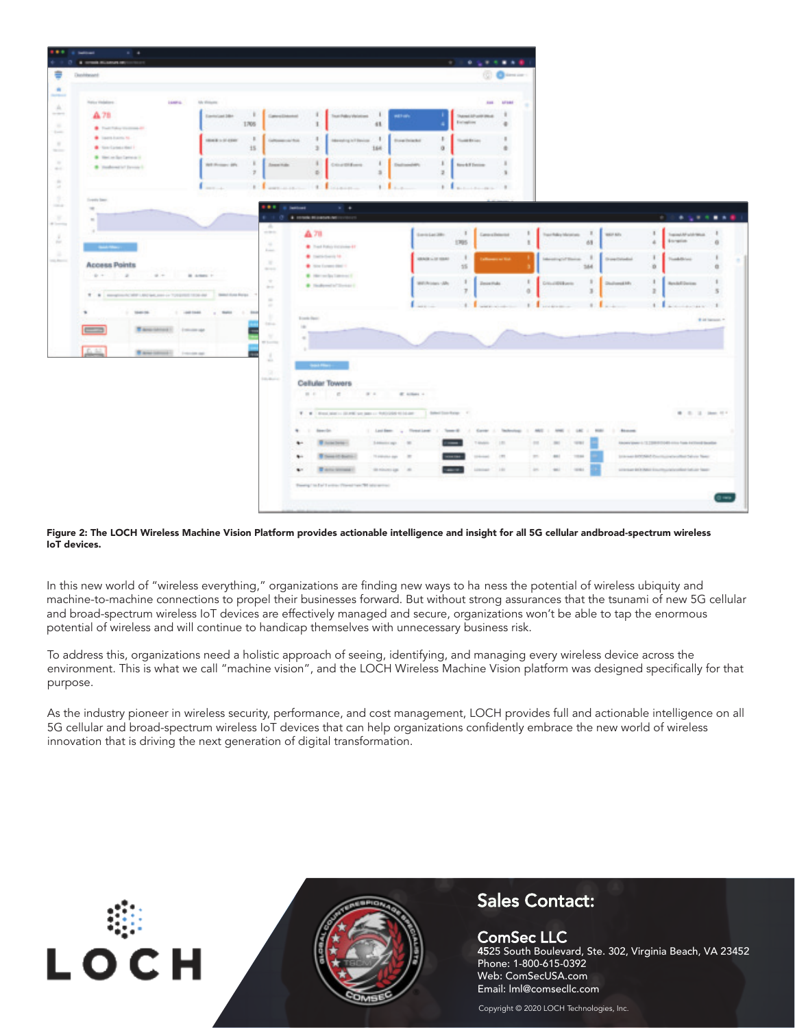**Figure 2: The LOCH Wireless Machine Vision Platform provides actionable intelligence and insight for all 5G cellular andbroad-spectrum wireless IoT devices.**

In this new world of "wireless everything," organizations are finding new ways to ha ness the potential of wireless ubiquity and machine-to-machine connections to propel their businesses forward. But without strong assurances that the tsunami of new 5G cellular and broad-spectrum wireless IoT devices are effectively managed and secure, organizations won't be able to tap the enormous potential of wireless and will continue to handicap themselves with unnecessary business risk.

To address this, organizations need a holistic approach of seeing, identifying, and managing every wireless device across the environment. This is what we call "machine vision", and the LOCH Wireless Machine Vision platform was designed specifically for that purpose.

As the industry pioneer in wireless security, performance, and cost management, LOCH provides full and actionable intelligence on all 5G cellular and broad-spectrum wireless IoT devices that can help organizations confidently embrace the new world of wireless innovation that is driving the next generation of digital transformation.

LOCH

## Sales Contact:

### ComSec LLC

4525 South Boulevard, Ste. 302, Virginia Beach, VA 23452
Phone: 1-800-615-0392
Web: ComSecUSA.com
Email: lml@comsecllc.com

Copyright © 2020 LOCH Technologies, Inc.